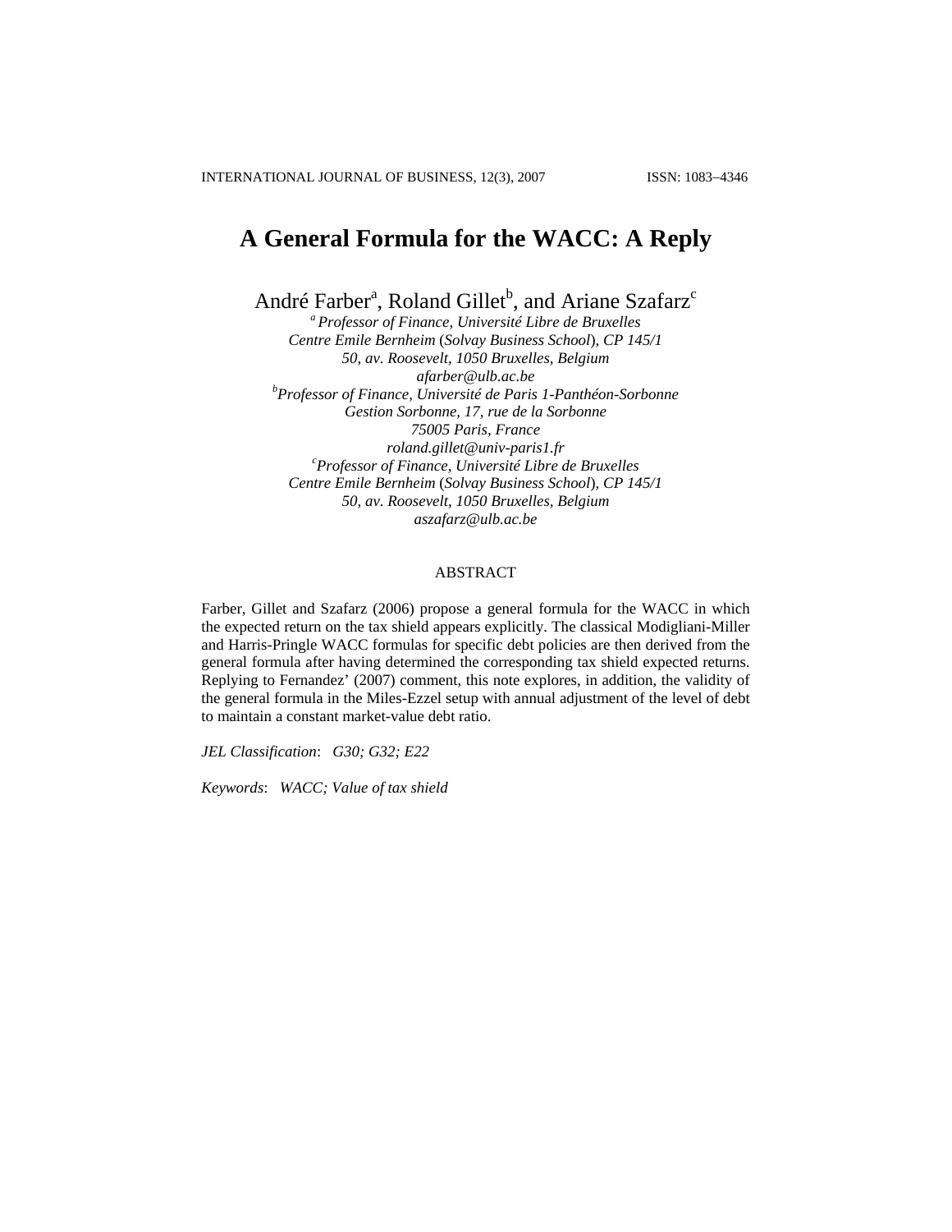# A General Formula for the WACC: A Reply

André Farber[a], Roland Gillet[b], and Ariane Szafarz[c]

[a] *Professor of Finance, Université Libre de Bruxelles*
*Centre Emile Bernheim (Solvay Business School), CP 145/1*
*50, av. Roosevelt, 1050 Bruxelles, Belgium*
*afarber@ulb.ac.be*

[b] *Professor of Finance, Université de Paris 1-Panthéon-Sorbonne*
*Gestion Sorbonne, 17, rue de la Sorbonne*
*75005 Paris, France*
*roland.gillet@univ-paris1.fr*

[c] *Professor of Finance, Université Libre de Bruxelles*
*Centre Emile Bernheim (Solvay Business School), CP 145/1*
*50, av. Roosevelt, 1050 Bruxelles, Belgium*
*aszafarz@ulb.ac.be*

## ABSTRACT

Farber, Gillet and Szafarz (2006) propose a general formula for the WACC in which the expected return on the tax shield appears explicitly. The classical Modigliani-Miller and Harris-Pringle WACC formulas for specific debt policies are then derived from the general formula after having determined the corresponding tax shield expected returns. Replying to Fernandez' (2007) comment, this note explores, in addition, the validity of the general formula in the Miles-Ezzel setup with annual adjustment of the level of debt to maintain a constant market-value debt ratio.

*JEL Classification*: *G30; G32; E22*

*Keywords*: *WACC; Value of tax shield*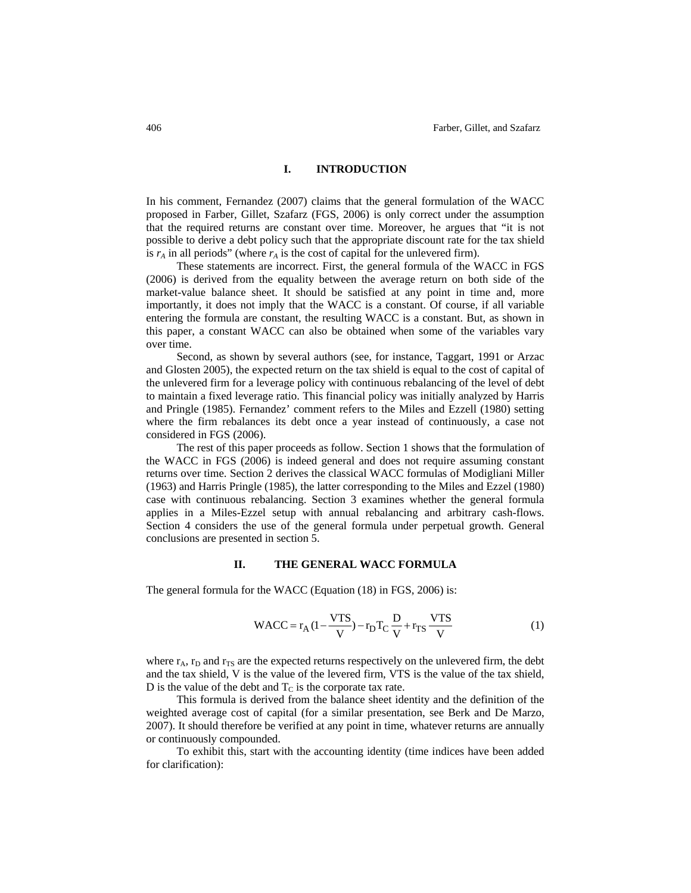## I. INTRODUCTION

In his comment, Fernandez (2007) claims that the general formulation of the WACC proposed in Farber, Gillet, Szafarz (FGS, 2006) is only correct under the assumption that the required returns are constant over time. Moreover, he argues that "it is not possible to derive a debt policy such that the appropriate discount rate for the tax shield is $r_A$ in all periods" (where $r_A$ is the cost of capital for the unlevered firm).

These statements are incorrect. First, the general formula of the WACC in FGS (2006) is derived from the equality between the average return on both side of the market-value balance sheet. It should be satisfied at any point in time and, more importantly, it does not imply that the WACC is a constant. Of course, if all variable entering the formula are constant, the resulting WACC is a constant. But, as shown in this paper, a constant WACC can also be obtained when some of the variables vary over time.

Second, as shown by several authors (see, for instance, Taggart, 1991 or Arzac and Glosten 2005), the expected return on the tax shield is equal to the cost of capital of the unlevered firm for a leverage policy with continuous rebalancing of the level of debt to maintain a fixed leverage ratio. This financial policy was initially analyzed by Harris and Pringle (1985). Fernandez' comment refers to the Miles and Ezzell (1980) setting where the firm rebalances its debt once a year instead of continuously, a case not considered in FGS (2006).

The rest of this paper proceeds as follow. Section 1 shows that the formulation of the WACC in FGS (2006) is indeed general and does not require assuming constant returns over time. Section 2 derives the classical WACC formulas of Modigliani Miller (1963) and Harris Pringle (1985), the latter corresponding to the Miles and Ezzel (1980) case with continuous rebalancing. Section 3 examines whether the general formula applies in a Miles-Ezzel setup with annual rebalancing and arbitrary cash-flows. Section 4 considers the use of the general formula under perpetual growth. General conclusions are presented in section 5.

## II. THE GENERAL WACC FORMULA

The general formula for the WACC (Equation (18) in FGS, 2006) is:

$$\text{WACC} = r_A\left(1 - \frac{\text{VTS}}{V}\right) - r_D T_C \frac{D}{V} + r_{TS}\frac{\text{VTS}}{V} \tag{1}$$

where $r_A$, $r_D$ and $r_{TS}$ are the expected returns respectively on the unlevered firm, the debt and the tax shield, V is the value of the levered firm, VTS is the value of the tax shield, D is the value of the debt and $T_C$ is the corporate tax rate.

This formula is derived from the balance sheet identity and the definition of the weighted average cost of capital (for a similar presentation, see Berk and De Marzo, 2007). It should therefore be verified at any point in time, whatever returns are annually or continuously compounded.

To exhibit this, start with the accounting identity (time indices have been added for clarification):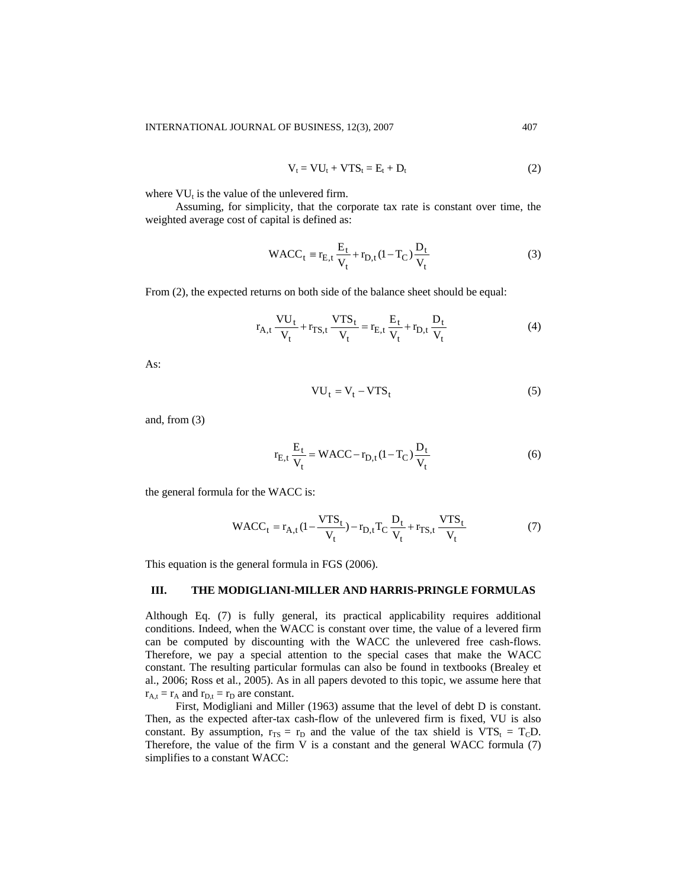$$V_t = VU_t + VTS_t = E_t + D_t \tag{2}$$

where $VU_t$ is the value of the unlevered firm.

Assuming, for simplicity, that the corporate tax rate is constant over time, the weighted average cost of capital is defined as:

$$WACC_t \equiv r_{E,t}\frac{E_t}{V_t} + r_{D,t}(1-T_C)\frac{D_t}{V_t} \tag{3}$$

From (2), the expected returns on both side of the balance sheet should be equal:

$$r_{A,t}\frac{VU_t}{V_t} + r_{TS,t}\frac{VTS_t}{V_t} = r_{E,t}\frac{E_t}{V_t} + r_{D,t}\frac{D_t}{V_t} \tag{4}$$

As:

$$VU_t = V_t - VTS_t \tag{5}$$

and, from (3)

$$r_{E,t}\frac{E_t}{V_t} = WACC - r_{D,t}(1-T_C)\frac{D_t}{V_t} \tag{6}$$

the general formula for the WACC is:

$$WACC_t = r_{A,t}(1-\frac{VTS_t}{V_t}) - r_{D,t}T_C\frac{D_t}{V_t} + r_{TS,t}\frac{VTS_t}{V_t} \tag{7}$$

This equation is the general formula in FGS (2006).

## III. THE MODIGLIANI-MILLER AND HARRIS-PRINGLE FORMULAS

Although Eq. (7) is fully general, its practical applicability requires additional conditions. Indeed, when the WACC is constant over time, the value of a levered firm can be computed by discounting with the WACC the unlevered free cash-flows. Therefore, we pay a special attention to the special cases that make the WACC constant. The resulting particular formulas can also be found in textbooks (Brealey et al., 2006; Ross et al., 2005). As in all papers devoted to this topic, we assume here that $r_{A,t} = r_A$ and $r_{D,t} = r_D$ are constant.

First, Modigliani and Miller (1963) assume that the level of debt D is constant. Then, as the expected after-tax cash-flow of the unlevered firm is fixed, VU is also constant. By assumption, $r_{TS} = r_D$ and the value of the tax shield is $VTS_t = T_C D$. Therefore, the value of the firm V is a constant and the general WACC formula (7) simplifies to a constant WACC: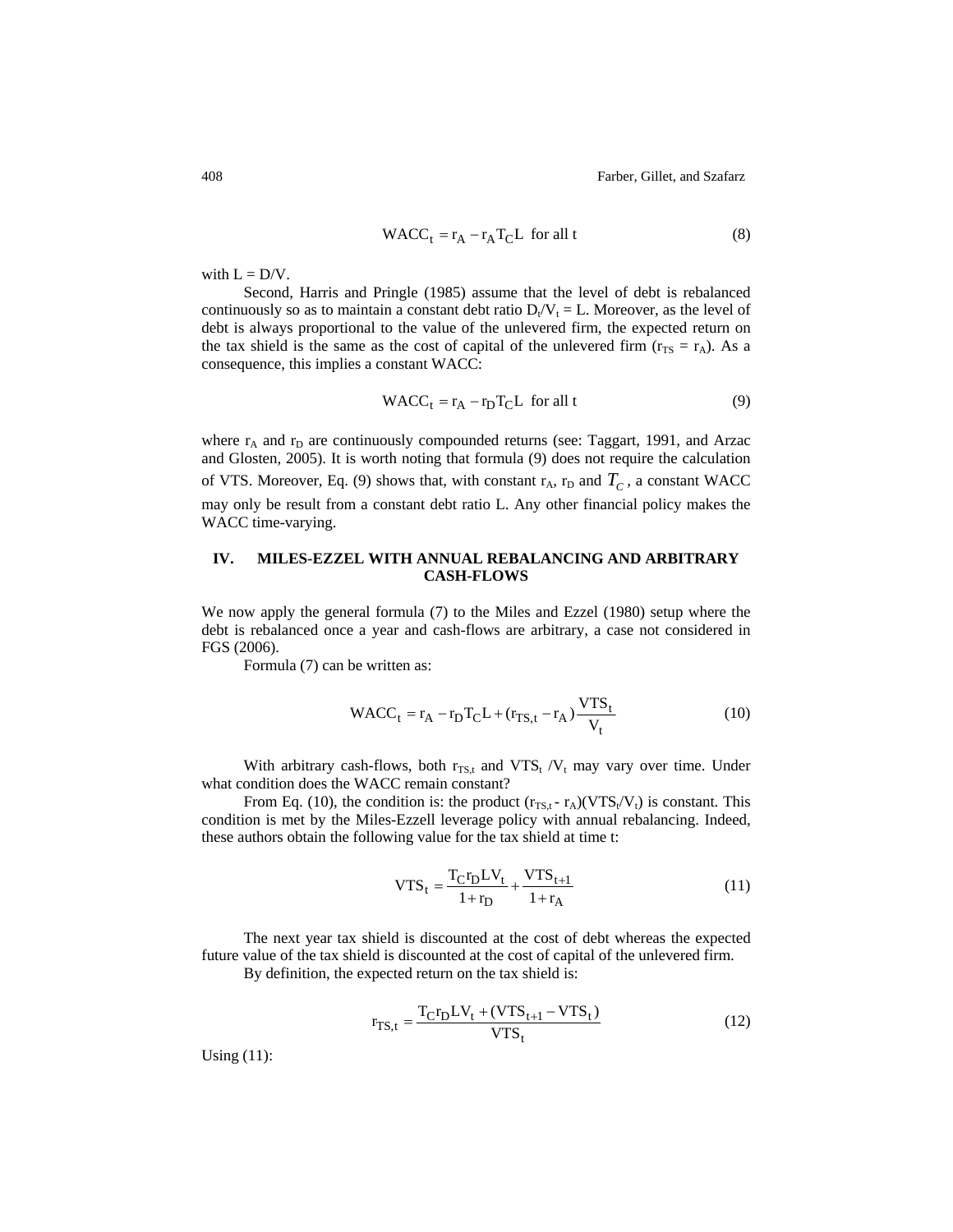$$\text{WACC}_t = r_A - r_A T_C L \quad \text{for all t} \tag{8}$$

with L = D/V.

Second, Harris and Pringle (1985) assume that the level of debt is rebalanced continuously so as to maintain a constant debt ratio $D_t/V_t = L$. Moreover, as the level of debt is always proportional to the value of the unlevered firm, the expected return on the tax shield is the same as the cost of capital of the unlevered firm ($r_{TS} = r_A$). As a consequence, this implies a constant WACC:

$$\text{WACC}_t = r_A - r_D T_C L \quad \text{for all t} \tag{9}$$

where $r_A$ and $r_D$ are continuously compounded returns (see: Taggart, 1991, and Arzac and Glosten, 2005). It is worth noting that formula (9) does not require the calculation of VTS. Moreover, Eq. (9) shows that, with constant $r_A$, $r_D$ and $T_C$, a constant WACC may only be result from a constant debt ratio L. Any other financial policy makes the WACC time-varying.

## IV. MILES-EZZEL WITH ANNUAL REBALANCING AND ARBITRARY CASH-FLOWS

We now apply the general formula (7) to the Miles and Ezzel (1980) setup where the debt is rebalanced once a year and cash-flows are arbitrary, a case not considered in FGS (2006).

Formula (7) can be written as:

$$\text{WACC}_t = r_A - r_D T_C L + (r_{TS,t} - r_A)\frac{\text{VTS}_t}{V_t} \tag{10}$$

With arbitrary cash-flows, both $r_{TS,t}$ and $\text{VTS}_t / V_t$ may vary over time. Under what condition does the WACC remain constant?

From Eq. (10), the condition is: the product $(r_{TS,t} - r_A)(\text{VTS}_t/V_t)$ is constant. This condition is met by the Miles-Ezzell leverage policy with annual rebalancing. Indeed, these authors obtain the following value for the tax shield at time t:

$$\text{VTS}_t = \frac{T_C r_D L V_t}{1 + r_D} + \frac{\text{VTS}_{t+1}}{1 + r_A} \tag{11}$$

The next year tax shield is discounted at the cost of debt whereas the expected future value of the tax shield is discounted at the cost of capital of the unlevered firm.

By definition, the expected return on the tax shield is:

$$r_{TS,t} = \frac{T_C r_D L V_t + (\text{VTS}_{t+1} - \text{VTS}_t)}{\text{VTS}_t} \tag{12}$$

Using (11):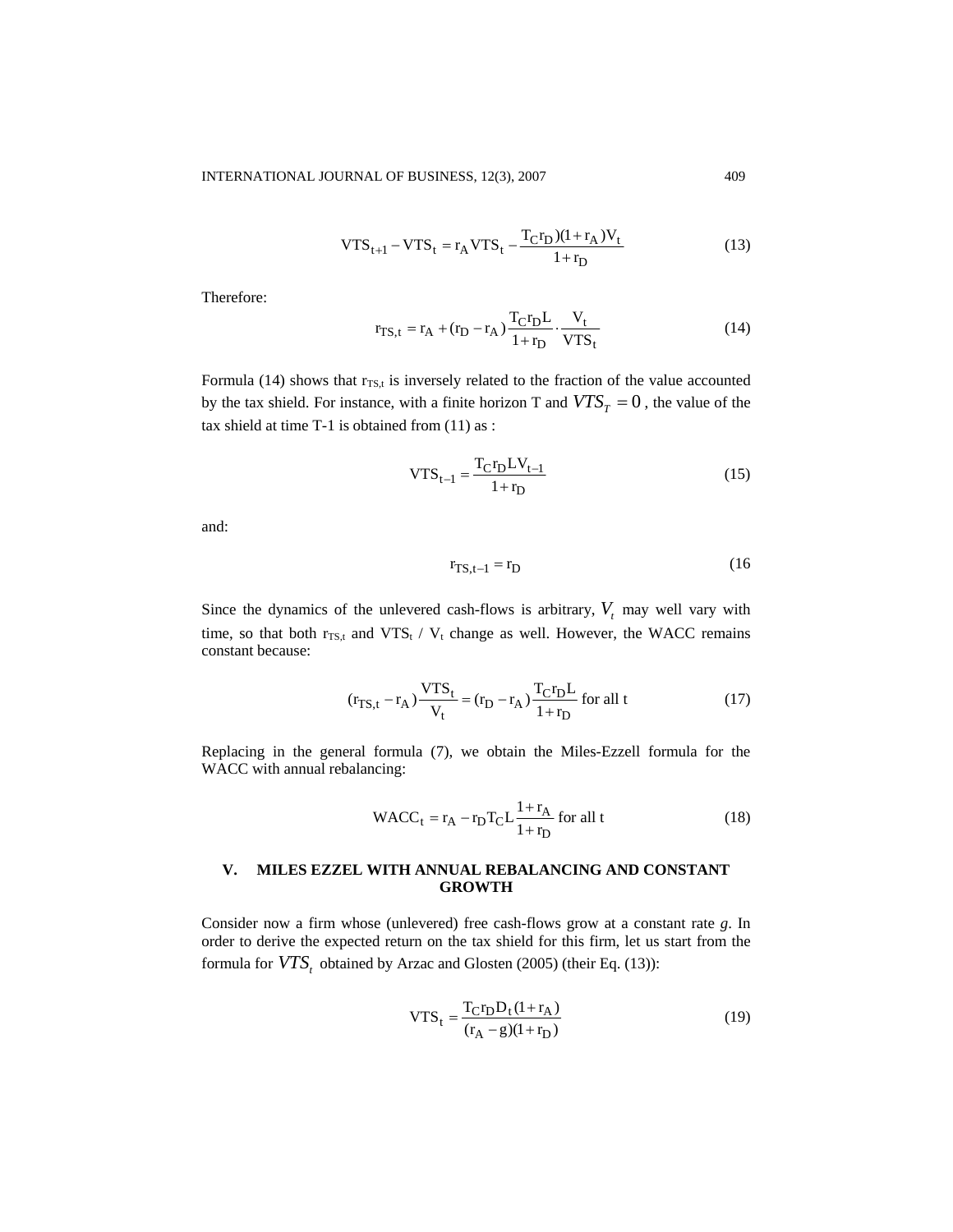$$\mathrm{VTS}_{t+1} - \mathrm{VTS}_t = r_A \mathrm{VTS}_t - \frac{T_C r_D)(1 + r_A)V_t}{1 + r_D} \tag{13}$$

Therefore:

$$r_{TS,t} = r_A + (r_D - r_A)\frac{T_C r_D L}{1 + r_D} \cdot \frac{V_t}{\mathrm{VTS}_t} \tag{14}$$

Formula (14) shows that $r_{TS,t}$ is inversely related to the fraction of the value accounted by the tax shield. For instance, with a finite horizon T and $VTS_T = 0$, the value of the tax shield at time T-1 is obtained from (11) as :

$$\mathrm{VTS}_{t-1} = \frac{T_C r_D L V_{t-1}}{1 + r_D} \tag{15}$$

and:

$$r_{TS,t-1} = r_D \tag{16}$$

Since the dynamics of the unlevered cash-flows is arbitrary, $V_t$ may well vary with time, so that both $r_{TS,t}$ and $\mathrm{VTS}_t$ / $V_t$ change as well. However, the WACC remains constant because:

$$(r_{TS,t} - r_A)\frac{\mathrm{VTS}_t}{V_t} = (r_D - r_A)\frac{T_C r_D L}{1 + r_D} \text{ for all t} \tag{17}$$

Replacing in the general formula (7), we obtain the Miles-Ezzell formula for the WACC with annual rebalancing:

$$\mathrm{WACC}_t = r_A - r_D T_C L \frac{1 + r_A}{1 + r_D} \text{ for all t} \tag{18}$$

## V. MILES EZZEL WITH ANNUAL REBALANCING AND CONSTANT GROWTH

Consider now a firm whose (unlevered) free cash-flows grow at a constant rate *g*. In order to derive the expected return on the tax shield for this firm, let us start from the formula for $VTS_t$ obtained by Arzac and Glosten (2005) (their Eq. (13)):

$$\mathrm{VTS}_t = \frac{T_C r_D D_t (1 + r_A)}{(r_A - g)(1 + r_D)} \tag{19}$$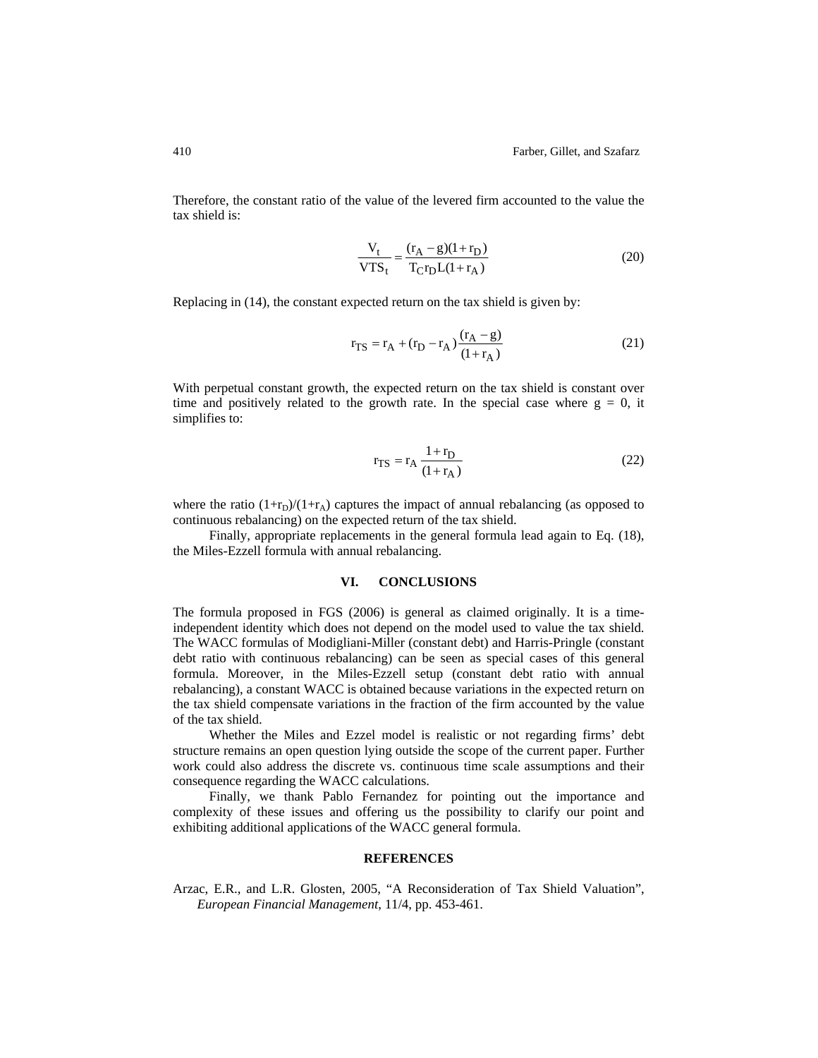Therefore, the constant ratio of the value of the levered firm accounted to the value the tax shield is:

$$\frac{V_t}{VTS_t} = \frac{(r_A - g)(1 + r_D)}{T_C r_D L(1 + r_A)} \tag{20}$$

Replacing in (14), the constant expected return on the tax shield is given by:

$$r_{TS} = r_A + (r_D - r_A)\frac{(r_A - g)}{(1 + r_A)} \tag{21}$$

With perpetual constant growth, the expected return on the tax shield is constant over time and positively related to the growth rate. In the special case where g = 0, it simplifies to:

$$r_{TS} = r_A \frac{1 + r_D}{(1 + r_A)} \tag{22}$$

where the ratio $(1+r_D)/(1+r_A)$ captures the impact of annual rebalancing (as opposed to continuous rebalancing) on the expected return of the tax shield.

Finally, appropriate replacements in the general formula lead again to Eq. (18), the Miles-Ezzell formula with annual rebalancing.

## VI. CONCLUSIONS

The formula proposed in FGS (2006) is general as claimed originally. It is a time-independent identity which does not depend on the model used to value the tax shield. The WACC formulas of Modigliani-Miller (constant debt) and Harris-Pringle (constant debt ratio with continuous rebalancing) can be seen as special cases of this general formula. Moreover, in the Miles-Ezzell setup (constant debt ratio with annual rebalancing), a constant WACC is obtained because variations in the expected return on the tax shield compensate variations in the fraction of the firm accounted by the value of the tax shield.

Whether the Miles and Ezzel model is realistic or not regarding firms' debt structure remains an open question lying outside the scope of the current paper. Further work could also address the discrete vs. continuous time scale assumptions and their consequence regarding the WACC calculations.

Finally, we thank Pablo Fernandez for pointing out the importance and complexity of these issues and offering us the possibility to clarify our point and exhibiting additional applications of the WACC general formula.

## REFERENCES

Arzac, E.R., and L.R. Glosten, 2005, "A Reconsideration of Tax Shield Valuation", *European Financial Management*, 11/4, pp. 453-461.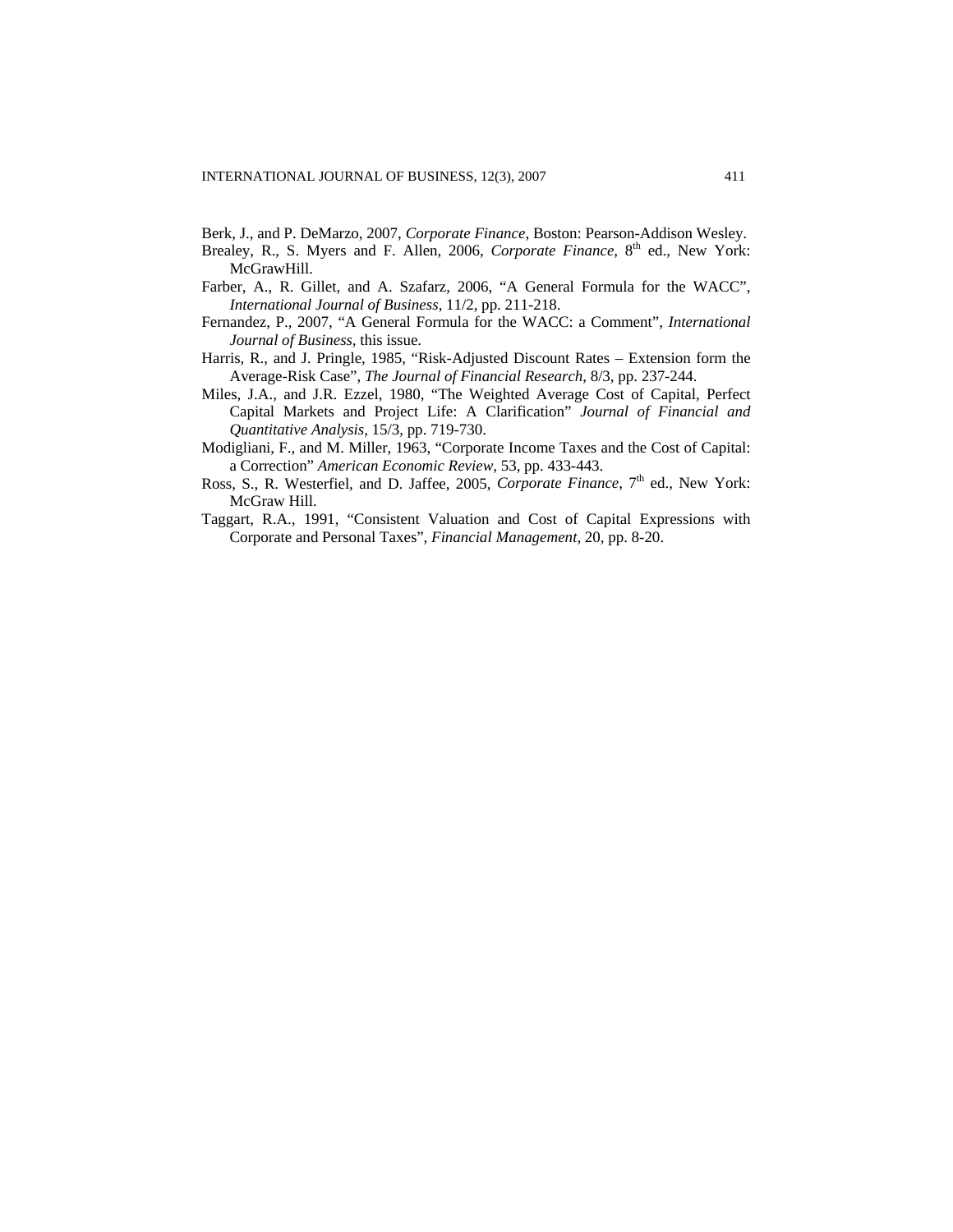Berk, J., and P. DeMarzo, 2007, *Corporate Finance*, Boston: Pearson-Addison Wesley.

Brealey, R., S. Myers and F. Allen, 2006, *Corporate Finance*, 8th ed., New York: McGrawHill.

Farber, A., R. Gillet, and A. Szafarz, 2006, "A General Formula for the WACC", *International Journal of Business*, 11/2, pp. 211-218.

Fernandez, P., 2007, "A General Formula for the WACC: a Comment", *International Journal of Business*, this issue.

Harris, R., and J. Pringle, 1985, "Risk-Adjusted Discount Rates – Extension form the Average-Risk Case", *The Journal of Financial Research*, 8/3, pp. 237-244.

Miles, J.A., and J.R. Ezzel, 1980, "The Weighted Average Cost of Capital, Perfect Capital Markets and Project Life: A Clarification" *Journal of Financial and Quantitative Analysis*, 15/3, pp. 719-730.

Modigliani, F., and M. Miller, 1963, "Corporate Income Taxes and the Cost of Capital: a Correction" *American Economic Review*, 53, pp. 433-443.

Ross, S., R. Westerfiel, and D. Jaffee, 2005, *Corporate Finance*, 7th ed., New York: McGraw Hill.

Taggart, R.A., 1991, "Consistent Valuation and Cost of Capital Expressions with Corporate and Personal Taxes", *Financial Management*, 20, pp. 8-20.